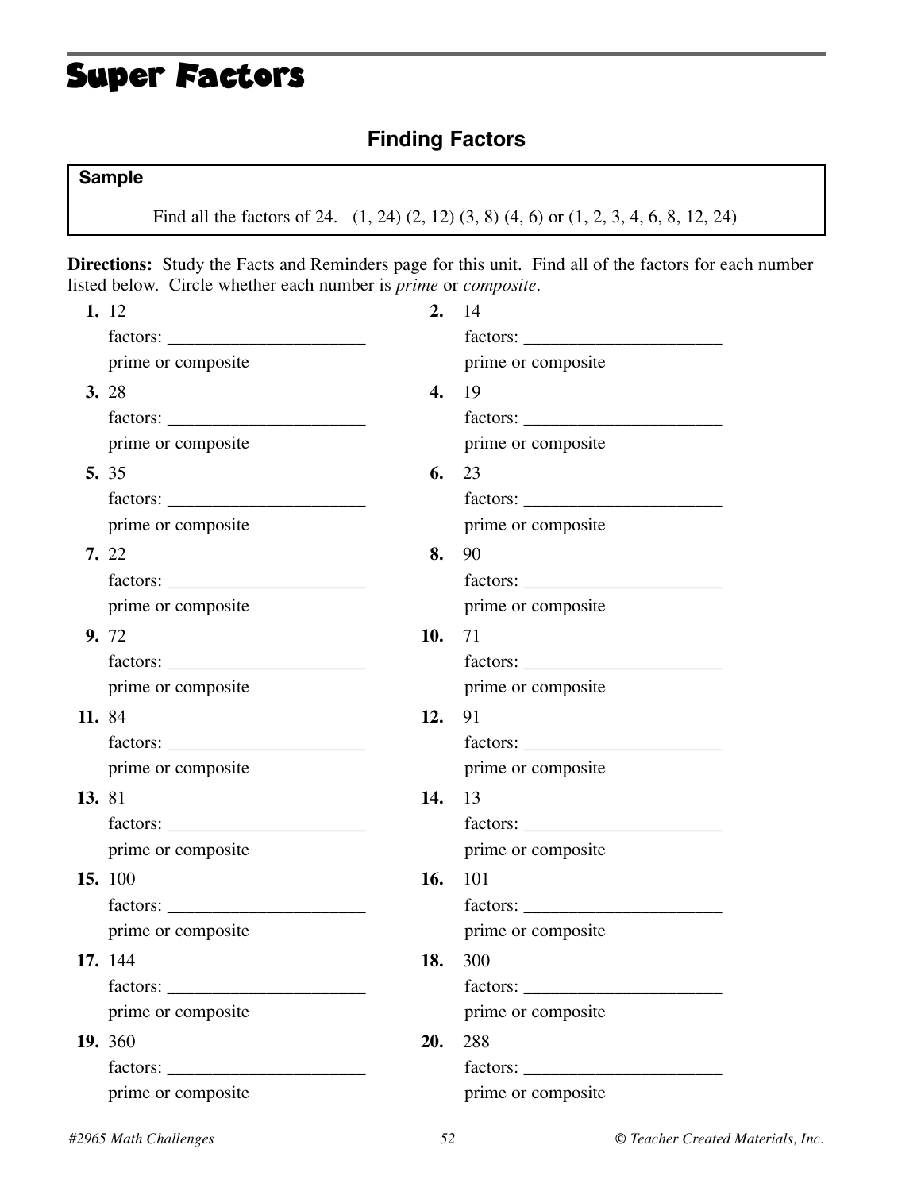# Super Factors

## Finding Factors

**Sample**

Find all the factors of 24. (1, 24) (2, 12) (3, 8) (4, 6) or (1, 2, 3, 4, 6, 8, 12, 24)

**Directions:** Study the Facts and Reminders page for this unit. Find all of the factors for each number listed below. Circle whether each number is *prime* or *composite*.

**1.** 12
factors: ______________________
prime or composite

**2.** 14
factors: ______________________
prime or composite

**3.** 28
factors: ______________________
prime or composite

**4.** 19
factors: ______________________
prime or composite

**5.** 35
factors: ______________________
prime or composite

**6.** 23
factors: ______________________
prime or composite

**7.** 22
factors: ______________________
prime or composite

**8.** 90
factors: ______________________
prime or composite

**9.** 72
factors: ______________________
prime or composite

**10.** 71
factors: ______________________
prime or composite

**11.** 84
factors: ______________________
prime or composite

**12.** 91
factors: ______________________
prime or composite

**13.** 81
factors: ______________________
prime or composite

**14.** 13
factors: ______________________
prime or composite

**15.** 100
factors: ______________________
prime or composite

**16.** 101
factors: ______________________
prime or composite

**17.** 144
factors: ______________________
prime or composite

**18.** 300
factors: ______________________
prime or composite

**19.** 360
factors: ______________________
prime or composite

**20.** 288
factors: ______________________
prime or composite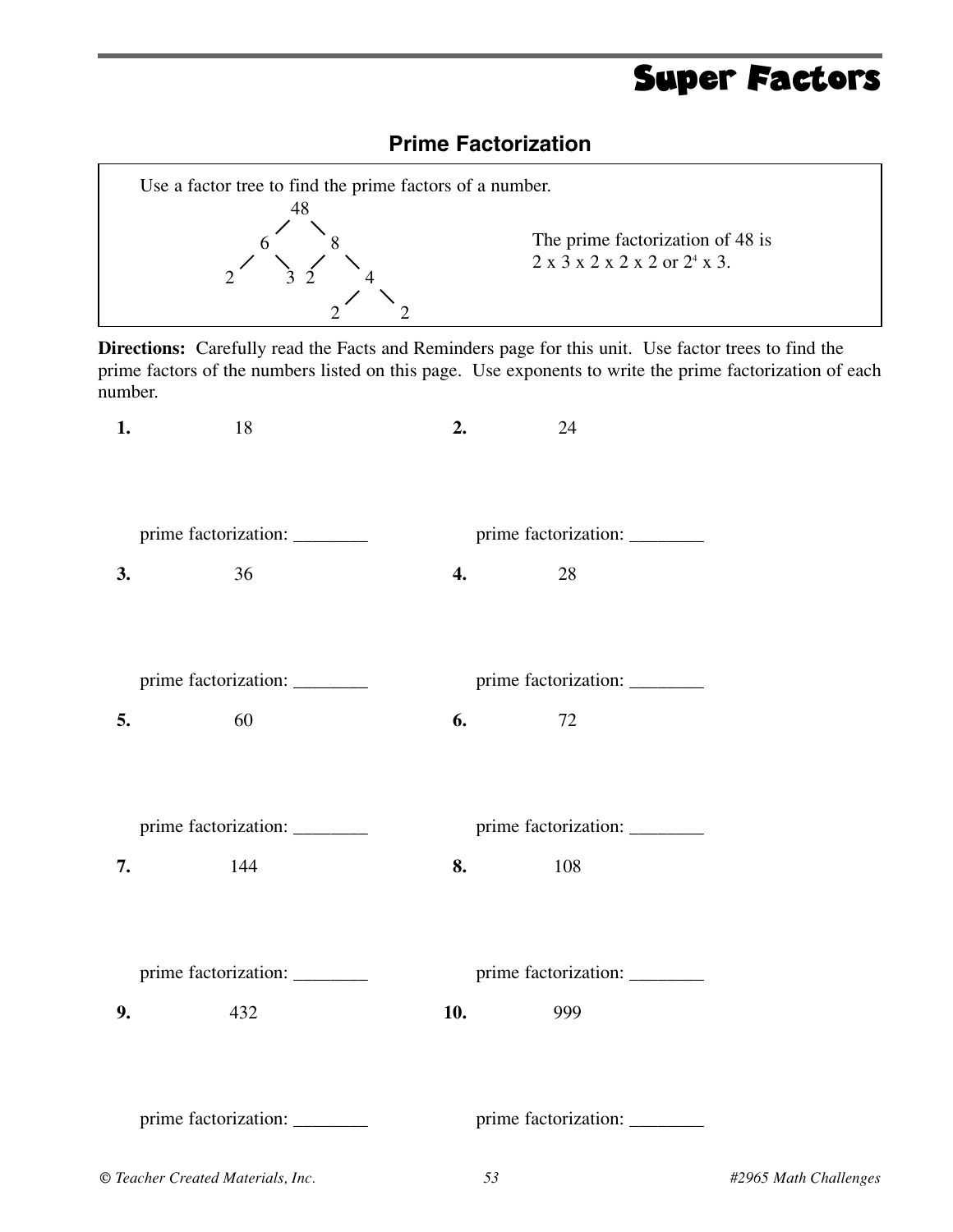# Super Factors

## Prime Factorization

Use a factor tree to find the prime factors of a number.

```
            48
           /  \
          6    8
         / \  / \
        2  3 2   4
                / \
               2   2
```

The prime factorization of 48 is
2 x 3 x 2 x 2 x 2 or $2^4$ x 3.

**Directions:** Carefully read the Facts and Reminders page for this unit. Use factor trees to find the prime factors of the numbers listed on this page. Use exponents to write the prime factorization of each number.

**1.** 18

prime factorization: ________

**2.** 24

prime factorization: ________

**3.** 36

prime factorization: ________

**4.** 28

prime factorization: ________

**5.** 60

prime factorization: ________

**6.** 72

prime factorization: ________

**7.** 144

prime factorization: ________

**8.** 108

prime factorization: ________

**9.** 432

prime factorization: ________

**10.** 999

prime factorization: ________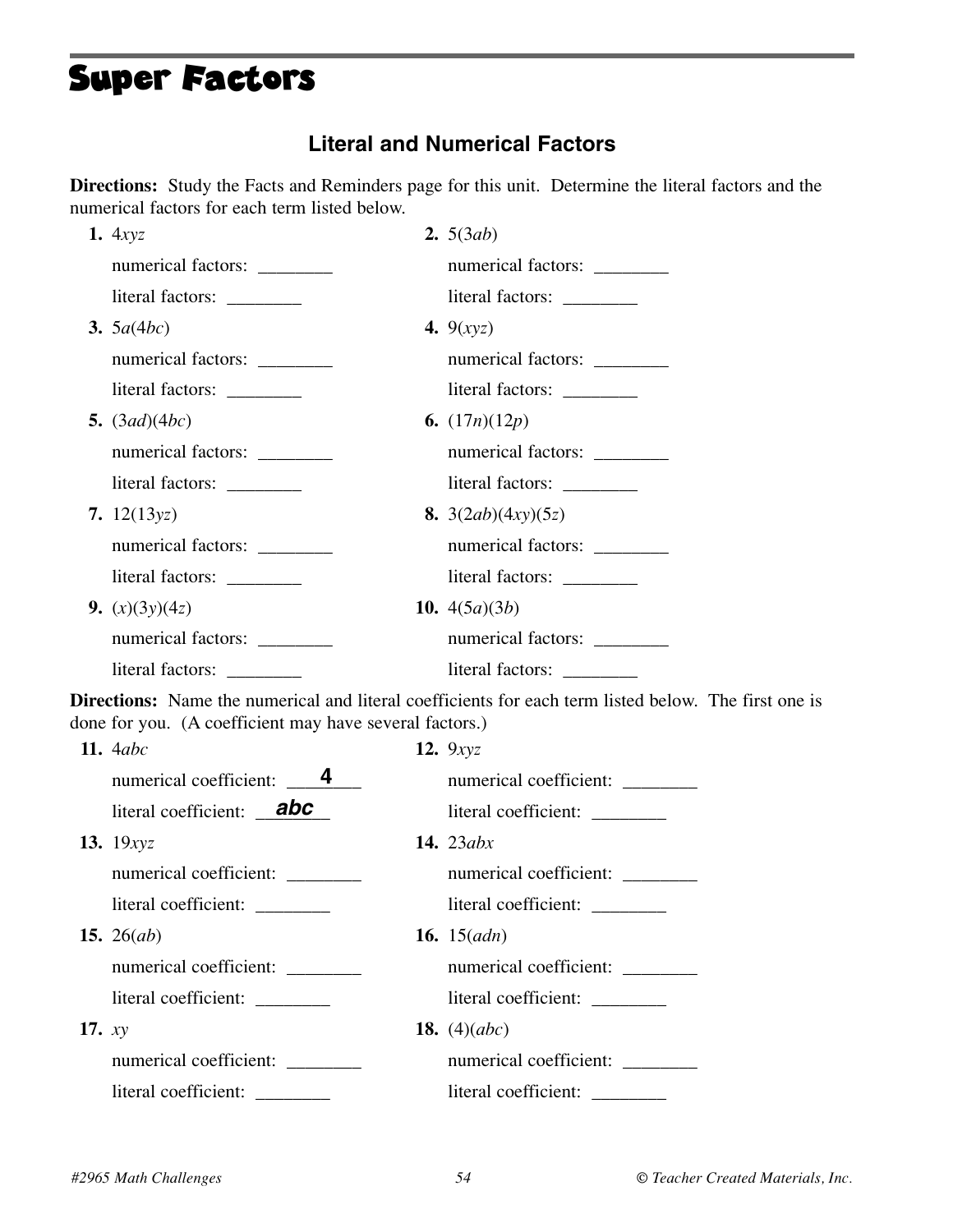# Super Factors

## Literal and Numerical Factors

**Directions:** Study the Facts and Reminders page for this unit. Determine the literal factors and the numerical factors for each term listed below.

**1.** $4xyz$

numerical factors: ________

literal factors: ________

**2.** $5(3ab)$

numerical factors: ________

literal factors: ________

**3.** $5a(4bc)$

numerical factors: ________

literal factors: ________

**4.** $9(xyz)$

numerical factors: ________

literal factors: ________

**5.** $(3ad)(4bc)$

numerical factors: ________

literal factors: ________

**6.** $(17n)(12p)$

numerical factors: ________

literal factors: ________

**7.** $12(13yz)$

numerical factors: ________

literal factors: ________

**8.** $3(2ab)(4xy)(5z)$

numerical factors: ________

literal factors: ________

**9.** $(x)(3y)(4z)$

numerical factors: ________

literal factors: ________

**10.** $4(5a)(3b)$

numerical factors: ________

literal factors: ________

**Directions:** Name the numerical and literal coefficients for each term listed below. The first one is done for you. (A coefficient may have several factors.)

**11.** $4abc$

numerical coefficient: ***4***

literal coefficient: ***abc***

**12.** $9xyz$

numerical coefficient: ________

literal coefficient: ________

**13.** $19xyz$

numerical coefficient: ________

literal coefficient: ________

**14.** $23abx$

numerical coefficient: ________

literal coefficient: ________

**15.** $26(ab)$

numerical coefficient: ________

literal coefficient: ________

**16.** $15(adn)$

numerical coefficient: ________

literal coefficient: ________

**17.** $xy$

numerical coefficient: ________

literal coefficient: ________

**18.** $(4)(abc)$

numerical coefficient: ________

literal coefficient: ________